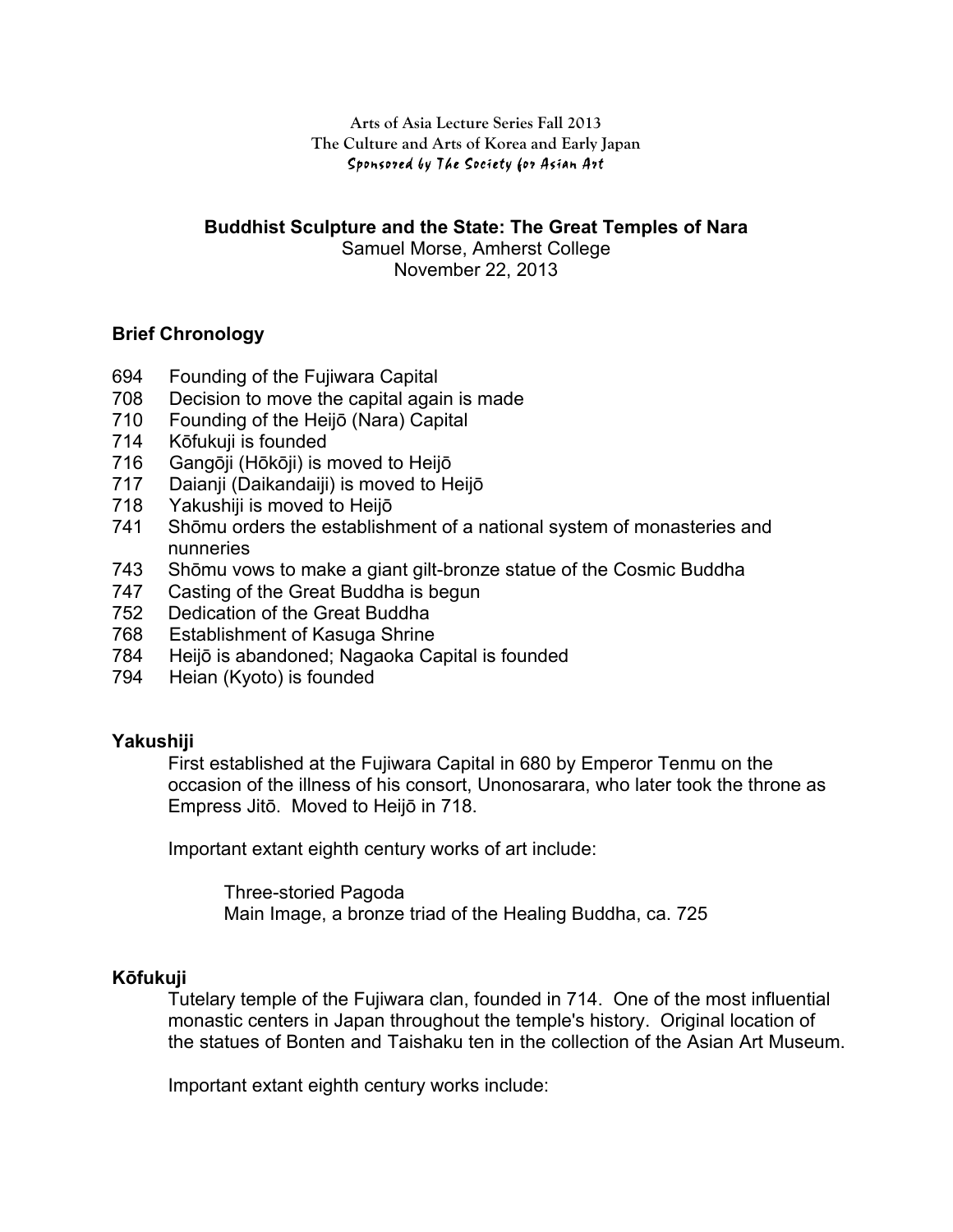Arts of Asia Lecture Series Fall 2013
The Culture and Arts of Korea and Early Japan
*Sponsored by The Society for Asian Art*

# Buddhist Sculpture and the State: The Great Temples of Nara

Samuel Morse, Amherst College
November 22, 2013

## Brief Chronology

694 Founding of the Fujiwara Capital
708 Decision to move the capital again is made
710 Founding of the Heijō (Nara) Capital
714 Kōfukuji is founded
716 Gangōji (Hōkōji) is moved to Heijō
717 Daianji (Daikandaiji) is moved to Heijō
718 Yakushiji is moved to Heijō
741 Shōmu orders the establishment of a national system of monasteries and nunneries
743 Shōmu vows to make a giant gilt-bronze statue of the Cosmic Buddha
747 Casting of the Great Buddha is begun
752 Dedication of the Great Buddha
768 Establishment of Kasuga Shrine
784 Heijō is abandoned; Nagaoka Capital is founded
794 Heian (Kyoto) is founded

## Yakushiji

First established at the Fujiwara Capital in 680 by Emperor Tenmu on the occasion of the illness of his consort, Unonosarara, who later took the throne as Empress Jitō. Moved to Heijō in 718.

Important extant eighth century works of art include:

Three-storied Pagoda
Main Image, a bronze triad of the Healing Buddha, ca. 725

## Kōfukuji

Tutelary temple of the Fujiwara clan, founded in 714. One of the most influential monastic centers in Japan throughout the temple's history. Original location of the statues of Bonten and Taishaku ten in the collection of the Asian Art Museum.

Important extant eighth century works include: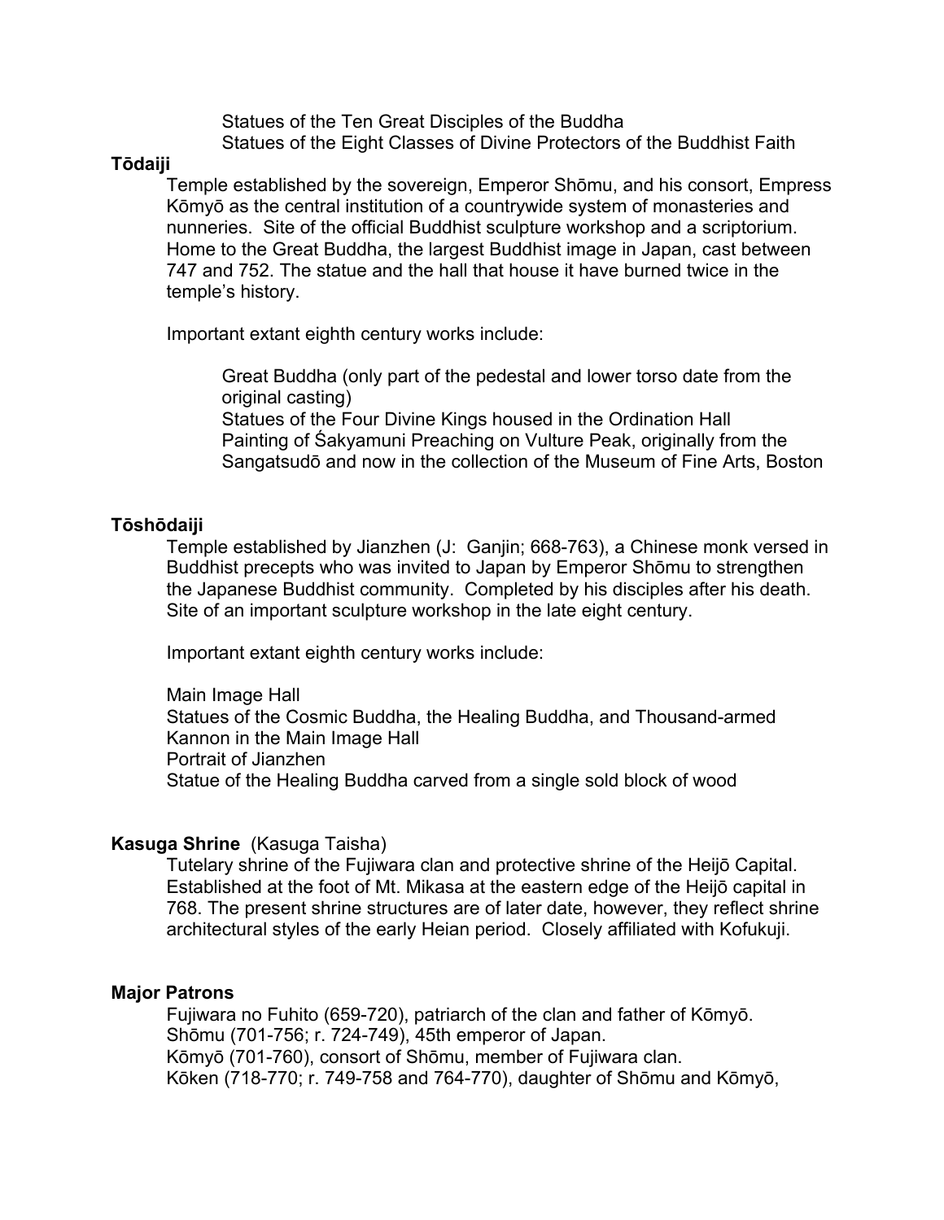Statues of the Ten Great Disciples of the Buddha
Statues of the Eight Classes of Divine Protectors of the Buddhist Faith

**Tōdaiji**

Temple established by the sovereign, Emperor Shōmu, and his consort, Empress Kōmyō as the central institution of a countrywide system of monasteries and nunneries. Site of the official Buddhist sculpture workshop and a scriptorium. Home to the Great Buddha, the largest Buddhist image in Japan, cast between 747 and 752. The statue and the hall that house it have burned twice in the temple's history.

Important extant eighth century works include:

Great Buddha (only part of the pedestal and lower torso date from the original casting)
Statues of the Four Divine Kings housed in the Ordination Hall
Painting of Śakyamuni Preaching on Vulture Peak, originally from the Sangatsudō and now in the collection of the Museum of Fine Arts, Boston

**Tōshōdaiji**

Temple established by Jianzhen (J: Ganjin; 668-763), a Chinese monk versed in Buddhist precepts who was invited to Japan by Emperor Shōmu to strengthen the Japanese Buddhist community. Completed by his disciples after his death. Site of an important sculpture workshop in the late eight century.

Important extant eighth century works include:

Main Image Hall
Statues of the Cosmic Buddha, the Healing Buddha, and Thousand-armed Kannon in the Main Image Hall
Portrait of Jianzhen
Statue of the Healing Buddha carved from a single sold block of wood

**Kasuga Shrine** (Kasuga Taisha)

Tutelary shrine of the Fujiwara clan and protective shrine of the Heijō Capital. Established at the foot of Mt. Mikasa at the eastern edge of the Heijō capital in 768. The present shrine structures are of later date, however, they reflect shrine architectural styles of the early Heian period. Closely affiliated with Kofukuji.

**Major Patrons**

Fujiwara no Fuhito (659-720), patriarch of the clan and father of Kōmyō.
Shōmu (701-756; r. 724-749), 45th emperor of Japan.
Kōmyō (701-760), consort of Shōmu, member of Fujiwara clan.
Kōken (718-770; r. 749-758 and 764-770), daughter of Shōmu and Kōmyō,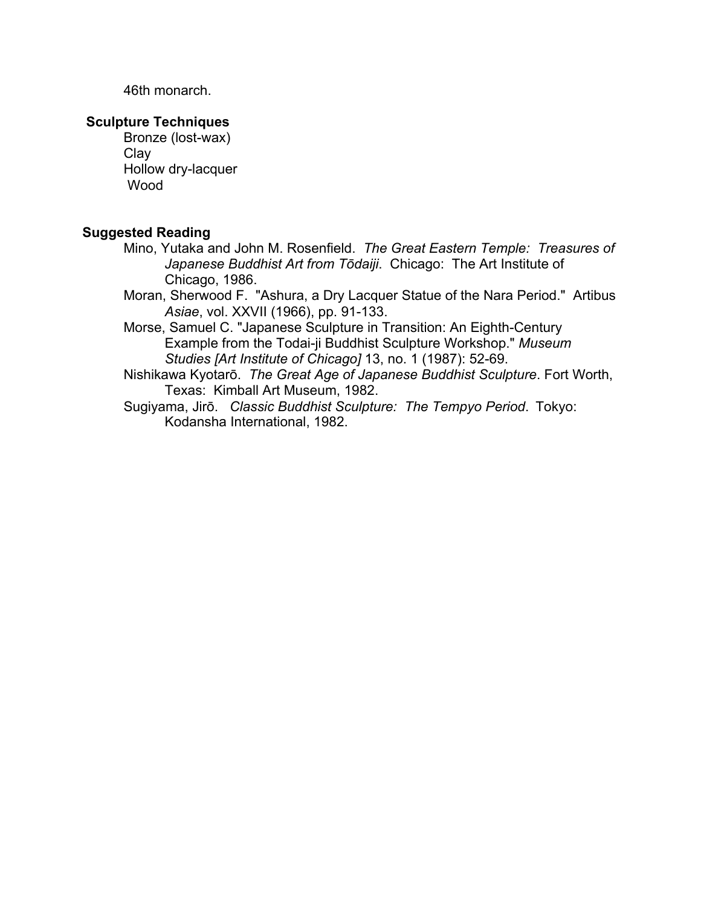46th monarch.

## Sculpture Techniques

Bronze (lost-wax)
Clay
Hollow dry-lacquer
Wood

## Suggested Reading

Mino, Yutaka and John M. Rosenfield. *The Great Eastern Temple: Treasures of Japanese Buddhist Art from Tōdaiji*. Chicago: The Art Institute of Chicago, 1986.

Moran, Sherwood F. "Ashura, a Dry Lacquer Statue of the Nara Period." Artibus *Asiae*, vol. XXVII (1966), pp. 91-133.

Morse, Samuel C. "Japanese Sculpture in Transition: An Eighth-Century Example from the Todai-ji Buddhist Sculpture Workshop." *Museum Studies [Art Institute of Chicago]* 13, no. 1 (1987): 52-69.

Nishikawa Kyotarō. *The Great Age of Japanese Buddhist Sculpture*. Fort Worth, Texas: Kimball Art Museum, 1982.

Sugiyama, Jirō. *Classic Buddhist Sculpture: The Tempyo Period*. Tokyo: Kodansha International, 1982.